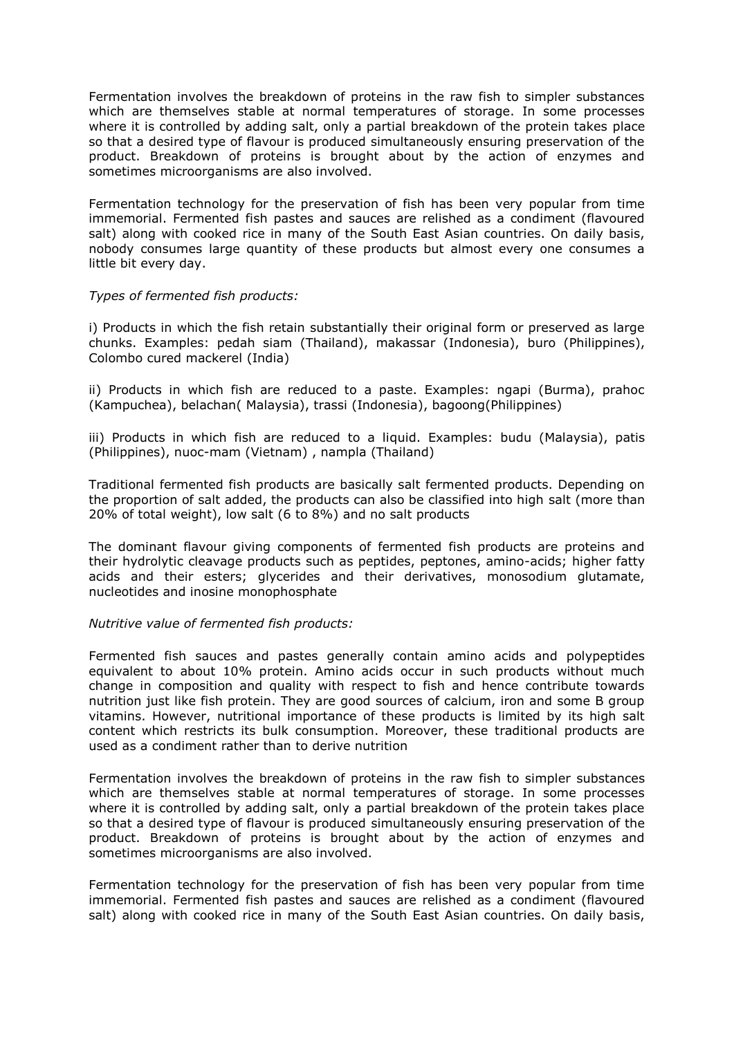Fermentation involves the breakdown of proteins in the raw fish to simpler substances which are themselves stable at normal temperatures of storage. In some processes where it is controlled by adding salt, only a partial breakdown of the protein takes place so that a desired type of flavour is produced simultaneously ensuring preservation of the product. Breakdown of proteins is brought about by the action of enzymes and sometimes microorganisms are also involved.

Fermentation technology for the preservation of fish has been very popular from time immemorial. Fermented fish pastes and sauces are relished as a condiment (flavoured salt) along with cooked rice in many of the South East Asian countries. On daily basis, nobody consumes large quantity of these products but almost every one consumes a little bit every day.

*Types of fermented fish products:*

i) Products in which the fish retain substantially their original form or preserved as large chunks. Examples: pedah siam (Thailand), makassar (Indonesia), buro (Philippines), Colombo cured mackerel (India)

ii) Products in which fish are reduced to a paste. Examples: ngapi (Burma), prahoc (Kampuchea), belachan( Malaysia), trassi (Indonesia), bagoong(Philippines)

iii) Products in which fish are reduced to a liquid. Examples: budu (Malaysia), patis (Philippines), nuoc-mam (Vietnam) , nampla (Thailand)

Traditional fermented fish products are basically salt fermented products. Depending on the proportion of salt added, the products can also be classified into high salt (more than 20% of total weight), low salt (6 to 8%) and no salt products

The dominant flavour giving components of fermented fish products are proteins and their hydrolytic cleavage products such as peptides, peptones, amino-acids; higher fatty acids and their esters; glycerides and their derivatives, monosodium glutamate, nucleotides and inosine monophosphate

*Nutritive value of fermented fish products:*

Fermented fish sauces and pastes generally contain amino acids and polypeptides equivalent to about 10% protein. Amino acids occur in such products without much change in composition and quality with respect to fish and hence contribute towards nutrition just like fish protein. They are good sources of calcium, iron and some B group vitamins. However, nutritional importance of these products is limited by its high salt content which restricts its bulk consumption. Moreover, these traditional products are used as a condiment rather than to derive nutrition

Fermentation involves the breakdown of proteins in the raw fish to simpler substances which are themselves stable at normal temperatures of storage. In some processes where it is controlled by adding salt, only a partial breakdown of the protein takes place so that a desired type of flavour is produced simultaneously ensuring preservation of the product. Breakdown of proteins is brought about by the action of enzymes and sometimes microorganisms are also involved.

Fermentation technology for the preservation of fish has been very popular from time immemorial. Fermented fish pastes and sauces are relished as a condiment (flavoured salt) along with cooked rice in many of the South East Asian countries. On daily basis,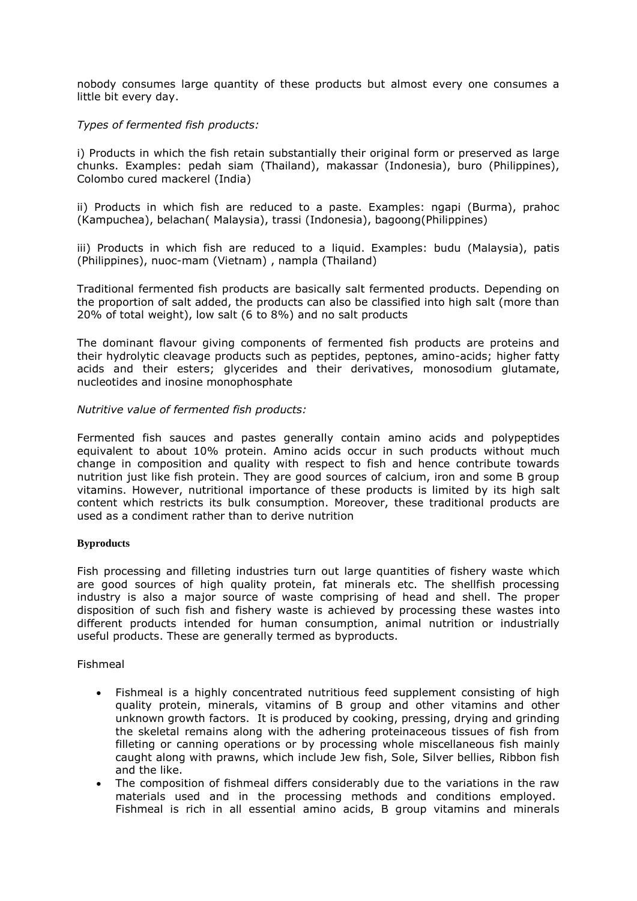nobody consumes large quantity of these products but almost every one consumes a little bit every day.

*Types of fermented fish products:*

i) Products in which the fish retain substantially their original form or preserved as large chunks. Examples: pedah siam (Thailand), makassar (Indonesia), buro (Philippines), Colombo cured mackerel (India)

ii) Products in which fish are reduced to a paste. Examples: ngapi (Burma), prahoc (Kampuchea), belachan( Malaysia), trassi (Indonesia), bagoong(Philippines)

iii) Products in which fish are reduced to a liquid. Examples: budu (Malaysia), patis (Philippines), nuoc-mam (Vietnam) , nampla (Thailand)

Traditional fermented fish products are basically salt fermented products. Depending on the proportion of salt added, the products can also be classified into high salt (more than 20% of total weight), low salt (6 to 8%) and no salt products

The dominant flavour giving components of fermented fish products are proteins and their hydrolytic cleavage products such as peptides, peptones, amino-acids; higher fatty acids and their esters; glycerides and their derivatives, monosodium glutamate, nucleotides and inosine monophosphate

*Nutritive value of fermented fish products:*

Fermented fish sauces and pastes generally contain amino acids and polypeptides equivalent to about 10% protein. Amino acids occur in such products without much change in composition and quality with respect to fish and hence contribute towards nutrition just like fish protein. They are good sources of calcium, iron and some B group vitamins. However, nutritional importance of these products is limited by its high salt content which restricts its bulk consumption. Moreover, these traditional products are used as a condiment rather than to derive nutrition

**Byproducts**

Fish processing and filleting industries turn out large quantities of fishery waste which are good sources of high quality protein, fat minerals etc. The shellfish processing industry is also a major source of waste comprising of head and shell. The proper disposition of such fish and fishery waste is achieved by processing these wastes into different products intended for human consumption, animal nutrition or industrially useful products. These are generally termed as byproducts.

Fishmeal

- Fishmeal is a highly concentrated nutritious feed supplement consisting of high quality protein, minerals, vitamins of B group and other vitamins and other unknown growth factors. It is produced by cooking, pressing, drying and grinding the skeletal remains along with the adhering proteinaceous tissues of fish from filleting or canning operations or by processing whole miscellaneous fish mainly caught along with prawns, which include Jew fish, Sole, Silver bellies, Ribbon fish and the like.
- The composition of fishmeal differs considerably due to the variations in the raw materials used and in the processing methods and conditions employed. Fishmeal is rich in all essential amino acids, B group vitamins and minerals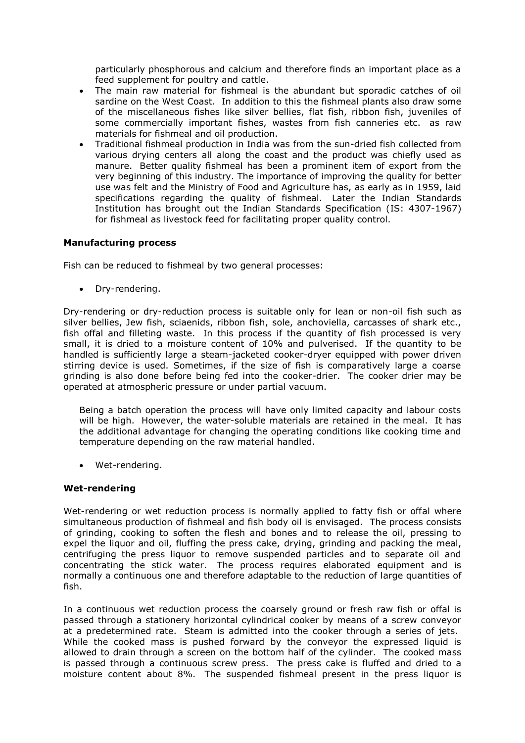particularly phosphorous and calcium and therefore finds an important place as a feed supplement for poultry and cattle.

- The main raw material for fishmeal is the abundant but sporadic catches of oil sardine on the West Coast. In addition to this the fishmeal plants also draw some of the miscellaneous fishes like silver bellies, flat fish, ribbon fish, juveniles of some commercially important fishes, wastes from fish canneries etc. as raw materials for fishmeal and oil production.
- Traditional fishmeal production in India was from the sun-dried fish collected from various drying centers all along the coast and the product was chiefly used as manure. Better quality fishmeal has been a prominent item of export from the very beginning of this industry. The importance of improving the quality for better use was felt and the Ministry of Food and Agriculture has, as early as in 1959, laid specifications regarding the quality of fishmeal. Later the Indian Standards Institution has brought out the Indian Standards Specification (IS: 4307-1967) for fishmeal as livestock feed for facilitating proper quality control.

**Manufacturing process**

Fish can be reduced to fishmeal by two general processes:

- Dry-rendering.

Dry-rendering or dry-reduction process is suitable only for lean or non-oil fish such as silver bellies, Jew fish, sciaenids, ribbon fish, sole, anchoviella, carcasses of shark etc., fish offal and filleting waste. In this process if the quantity of fish processed is very small, it is dried to a moisture content of 10% and pulverised. If the quantity to be handled is sufficiently large a steam-jacketed cooker-dryer equipped with power driven stirring device is used. Sometimes, if the size of fish is comparatively large a coarse grinding is also done before being fed into the cooker-drier. The cooker drier may be operated at atmospheric pressure or under partial vacuum.

Being a batch operation the process will have only limited capacity and labour costs will be high. However, the water-soluble materials are retained in the meal. It has the additional advantage for changing the operating conditions like cooking time and temperature depending on the raw material handled.

- Wet-rendering.

**Wet-rendering**

Wet-rendering or wet reduction process is normally applied to fatty fish or offal where simultaneous production of fishmeal and fish body oil is envisaged. The process consists of grinding, cooking to soften the flesh and bones and to release the oil, pressing to expel the liquor and oil, fluffing the press cake, drying, grinding and packing the meal, centrifuging the press liquor to remove suspended particles and to separate oil and concentrating the stick water. The process requires elaborated equipment and is normally a continuous one and therefore adaptable to the reduction of large quantities of fish.

In a continuous wet reduction process the coarsely ground or fresh raw fish or offal is passed through a stationery horizontal cylindrical cooker by means of a screw conveyor at a predetermined rate. Steam is admitted into the cooker through a series of jets. While the cooked mass is pushed forward by the conveyor the expressed liquid is allowed to drain through a screen on the bottom half of the cylinder. The cooked mass is passed through a continuous screw press. The press cake is fluffed and dried to a moisture content about 8%. The suspended fishmeal present in the press liquor is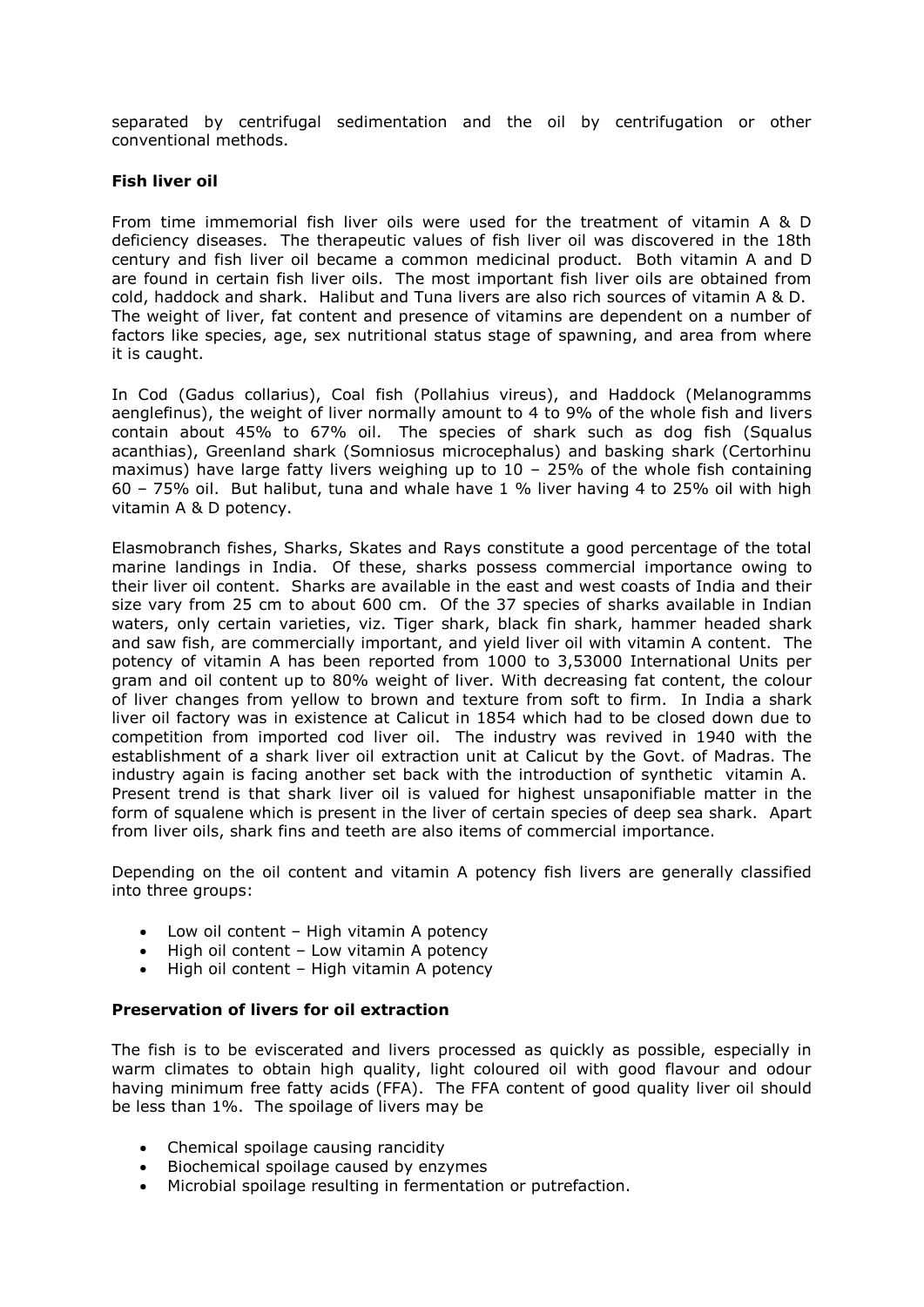separated by centrifugal sedimentation and the oil by centrifugation or other conventional methods.

**Fish liver oil**

From time immemorial fish liver oils were used for the treatment of vitamin A & D deficiency diseases. The therapeutic values of fish liver oil was discovered in the 18th century and fish liver oil became a common medicinal product. Both vitamin A and D are found in certain fish liver oils. The most important fish liver oils are obtained from cold, haddock and shark. Halibut and Tuna livers are also rich sources of vitamin A & D. The weight of liver, fat content and presence of vitamins are dependent on a number of factors like species, age, sex nutritional status stage of spawning, and area from where it is caught.

In Cod (Gadus collarius), Coal fish (Pollahius vireus), and Haddock (Melanogramms aenglefinus), the weight of liver normally amount to 4 to 9% of the whole fish and livers contain about 45% to 67% oil. The species of shark such as dog fish (Squalus acanthias), Greenland shark (Somniosus microcephalus) and basking shark (Certorhinu maximus) have large fatty livers weighing up to 10 – 25% of the whole fish containing 60 – 75% oil. But halibut, tuna and whale have 1 % liver having 4 to 25% oil with high vitamin A & D potency.

Elasmobranch fishes, Sharks, Skates and Rays constitute a good percentage of the total marine landings in India. Of these, sharks possess commercial importance owing to their liver oil content. Sharks are available in the east and west coasts of India and their size vary from 25 cm to about 600 cm. Of the 37 species of sharks available in Indian waters, only certain varieties, viz. Tiger shark, black fin shark, hammer headed shark and saw fish, are commercially important, and yield liver oil with vitamin A content. The potency of vitamin A has been reported from 1000 to 3,53000 International Units per gram and oil content up to 80% weight of liver. With decreasing fat content, the colour of liver changes from yellow to brown and texture from soft to firm. In India a shark liver oil factory was in existence at Calicut in 1854 which had to be closed down due to competition from imported cod liver oil. The industry was revived in 1940 with the establishment of a shark liver oil extraction unit at Calicut by the Govt. of Madras. The industry again is facing another set back with the introduction of synthetic vitamin A. Present trend is that shark liver oil is valued for highest unsaponifiable matter in the form of squalene which is present in the liver of certain species of deep sea shark. Apart from liver oils, shark fins and teeth are also items of commercial importance.

Depending on the oil content and vitamin A potency fish livers are generally classified into three groups:

- Low oil content – High vitamin A potency
- High oil content – Low vitamin A potency
- High oil content – High vitamin A potency

**Preservation of livers for oil extraction**

The fish is to be eviscerated and livers processed as quickly as possible, especially in warm climates to obtain high quality, light coloured oil with good flavour and odour having minimum free fatty acids (FFA). The FFA content of good quality liver oil should be less than 1%. The spoilage of livers may be

- Chemical spoilage causing rancidity
- Biochemical spoilage caused by enzymes
- Microbial spoilage resulting in fermentation or putrefaction.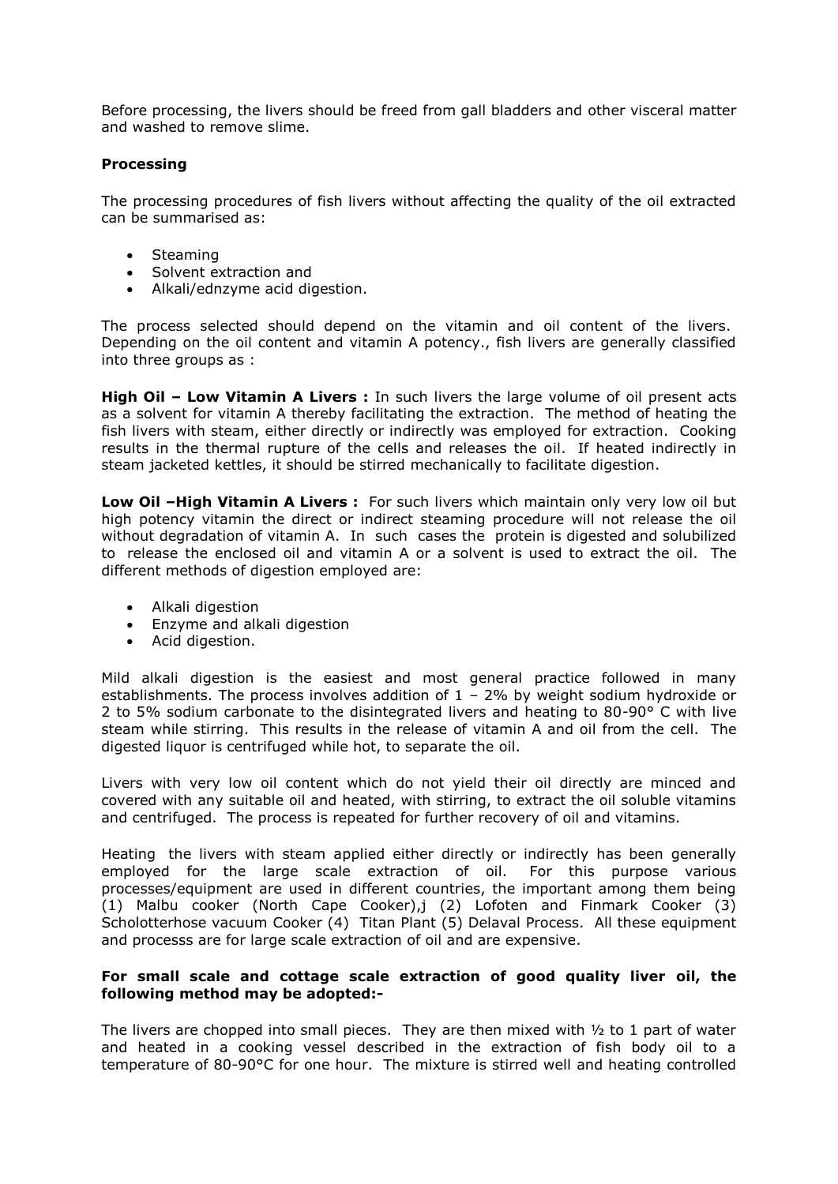Before processing, the livers should be freed from gall bladders and other visceral matter and washed to remove slime.

**Processing**

The processing procedures of fish livers without affecting the quality of the oil extracted can be summarised as:

- Steaming
- Solvent extraction and
- Alkali/ednzyme acid digestion.

The process selected should depend on the vitamin and oil content of the livers. Depending on the oil content and vitamin A potency., fish livers are generally classified into three groups as :

**High Oil – Low Vitamin A Livers :** In such livers the large volume of oil present acts as a solvent for vitamin A thereby facilitating the extraction. The method of heating the fish livers with steam, either directly or indirectly was employed for extraction. Cooking results in the thermal rupture of the cells and releases the oil. If heated indirectly in steam jacketed kettles, it should be stirred mechanically to facilitate digestion.

**Low Oil –High Vitamin A Livers :** For such livers which maintain only very low oil but high potency vitamin the direct or indirect steaming procedure will not release the oil without degradation of vitamin A. In such cases the protein is digested and solubilized to release the enclosed oil and vitamin A or a solvent is used to extract the oil. The different methods of digestion employed are:

- Alkali digestion
- Enzyme and alkali digestion
- Acid digestion.

Mild alkali digestion is the easiest and most general practice followed in many establishments. The process involves addition of 1 – 2% by weight sodium hydroxide or 2 to 5% sodium carbonate to the disintegrated livers and heating to 80-90° C with live steam while stirring. This results in the release of vitamin A and oil from the cell. The digested liquor is centrifuged while hot, to separate the oil.

Livers with very low oil content which do not yield their oil directly are minced and covered with any suitable oil and heated, with stirring, to extract the oil soluble vitamins and centrifuged. The process is repeated for further recovery of oil and vitamins.

Heating the livers with steam applied either directly or indirectly has been generally employed for the large scale extraction of oil. For this purpose various processes/equipment are used in different countries, the important among them being (1) Malbu cooker (North Cape Cooker),j (2) Lofoten and Finmark Cooker (3) Scholotterhose vacuum Cooker (4) Titan Plant (5) Delaval Process. All these equipment and processs are for large scale extraction of oil and are expensive.

**For small scale and cottage scale extraction of good quality liver oil, the following method may be adopted:-**

The livers are chopped into small pieces. They are then mixed with ½ to 1 part of water and heated in a cooking vessel described in the extraction of fish body oil to a temperature of 80-90°C for one hour. The mixture is stirred well and heating controlled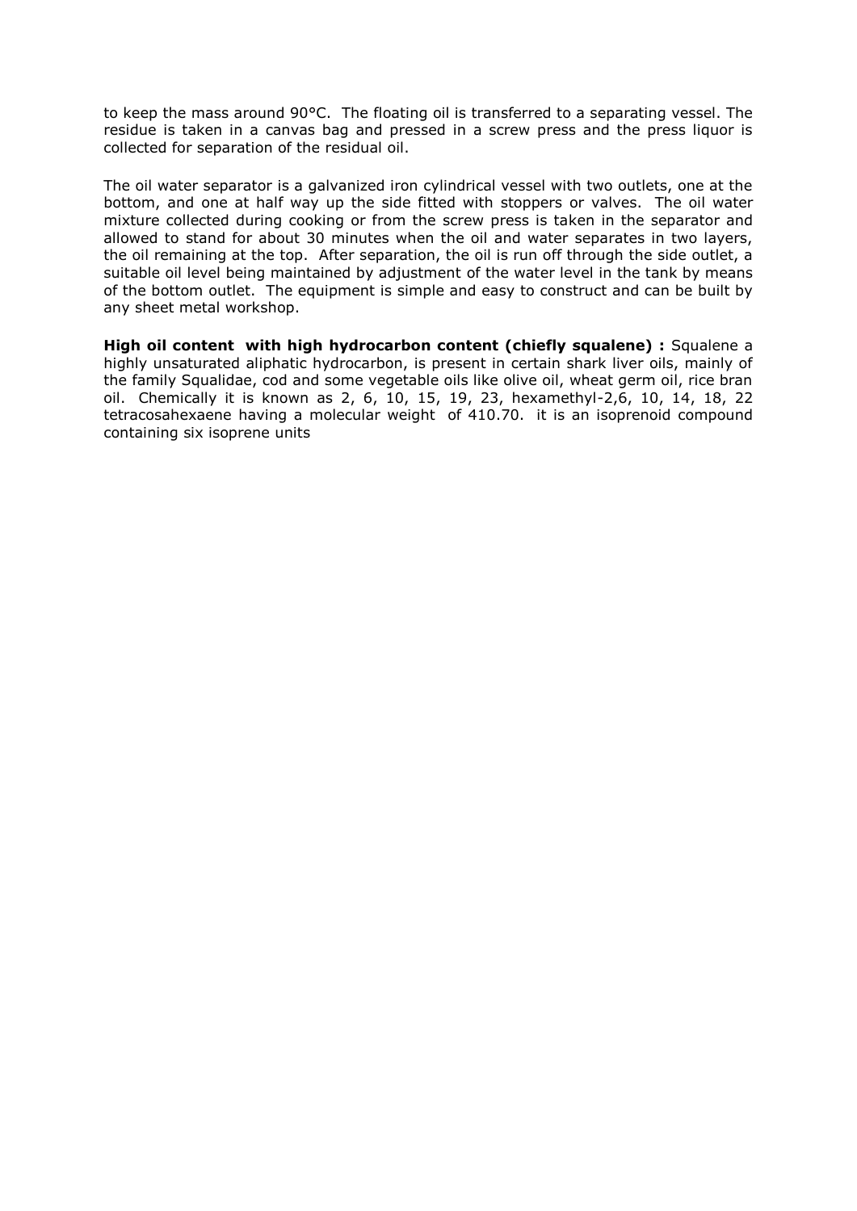to keep the mass around 90°C. The floating oil is transferred to a separating vessel. The residue is taken in a canvas bag and pressed in a screw press and the press liquor is collected for separation of the residual oil.

The oil water separator is a galvanized iron cylindrical vessel with two outlets, one at the bottom, and one at half way up the side fitted with stoppers or valves. The oil water mixture collected during cooking or from the screw press is taken in the separator and allowed to stand for about 30 minutes when the oil and water separates in two layers, the oil remaining at the top. After separation, the oil is run off through the side outlet, a suitable oil level being maintained by adjustment of the water level in the tank by means of the bottom outlet. The equipment is simple and easy to construct and can be built by any sheet metal workshop.

**High oil content with high hydrocarbon content (chiefly squalene) :** Squalene a highly unsaturated aliphatic hydrocarbon, is present in certain shark liver oils, mainly of the family Squalidae, cod and some vegetable oils like olive oil, wheat germ oil, rice bran oil. Chemically it is known as 2, 6, 10, 15, 19, 23, hexamethyl-2,6, 10, 14, 18, 22 tetracosahexaene having a molecular weight of 410.70. it is an isoprenoid compound containing six isoprene units